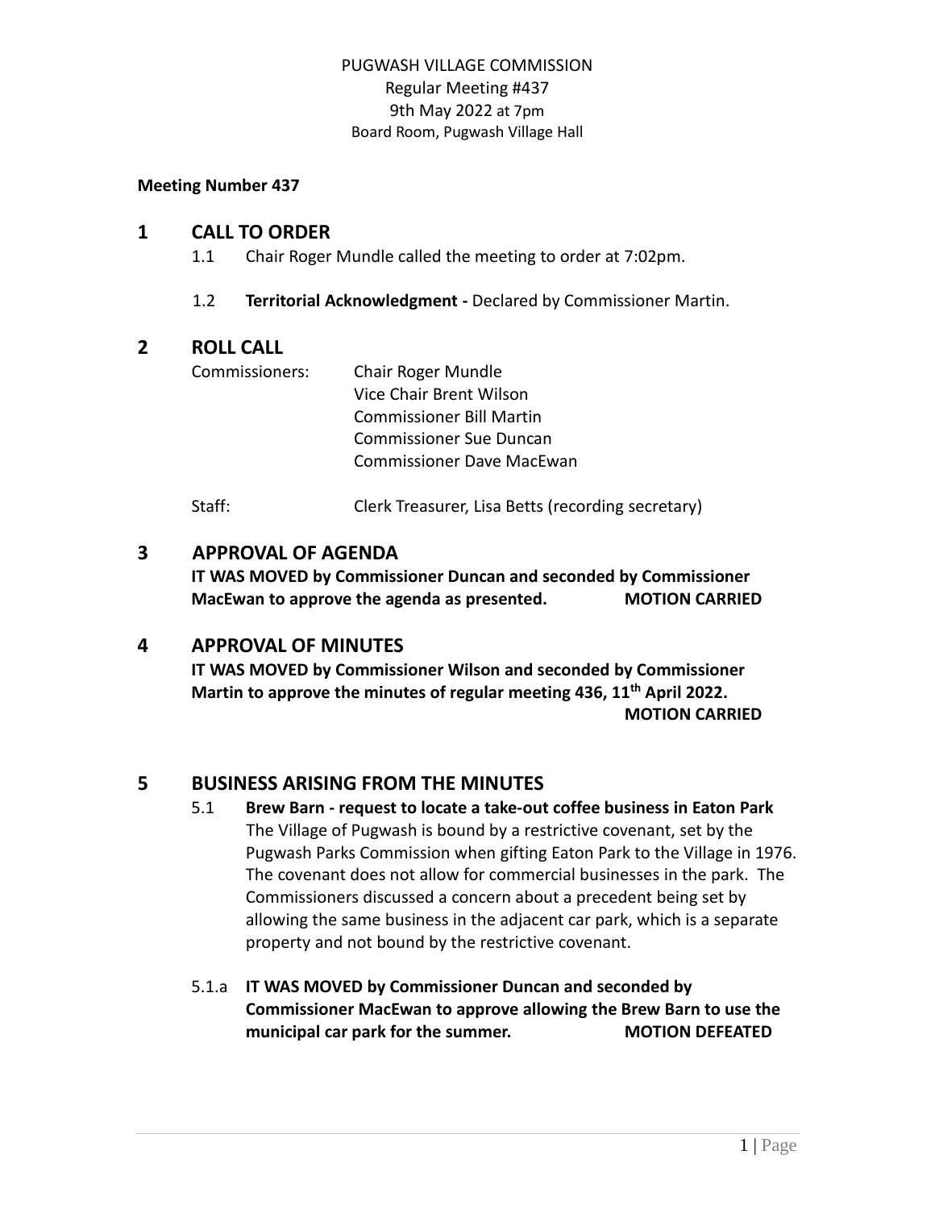PUGWASH VILLAGE COMMISSION
Regular Meeting #437
9th May 2022 at 7pm
Board Room, Pugwash Village Hall

**Meeting Number 437**

## 1 CALL TO ORDER

1.1 Chair Roger Mundle called the meeting to order at 7:02pm.

1.2 **Territorial Acknowledgment -** Declared by Commissioner Martin.

## 2 ROLL CALL

Commissioners: Chair Roger Mundle
Vice Chair Brent Wilson
Commissioner Bill Martin
Commissioner Sue Duncan
Commissioner Dave MacEwan

Staff: Clerk Treasurer, Lisa Betts (recording secretary)

## 3 APPROVAL OF AGENDA

**IT WAS MOVED by Commissioner Duncan and seconded by Commissioner MacEwan to approve the agenda as presented. MOTION CARRIED**

## 4 APPROVAL OF MINUTES

**IT WAS MOVED by Commissioner Wilson and seconded by Commissioner Martin to approve the minutes of regular meeting 436, 11th April 2022.**
**MOTION CARRIED**

## 5 BUSINESS ARISING FROM THE MINUTES

5.1 **Brew Barn - request to locate a take-out coffee business in Eaton Park**
The Village of Pugwash is bound by a restrictive covenant, set by the Pugwash Parks Commission when gifting Eaton Park to the Village in 1976. The covenant does not allow for commercial businesses in the park. The Commissioners discussed a concern about a precedent being set by allowing the same business in the adjacent car park, which is a separate property and not bound by the restrictive covenant.

5.1.a **IT WAS MOVED by Commissioner Duncan and seconded by Commissioner MacEwan to approve allowing the Brew Barn to use the municipal car park for the summer. MOTION DEFEATED**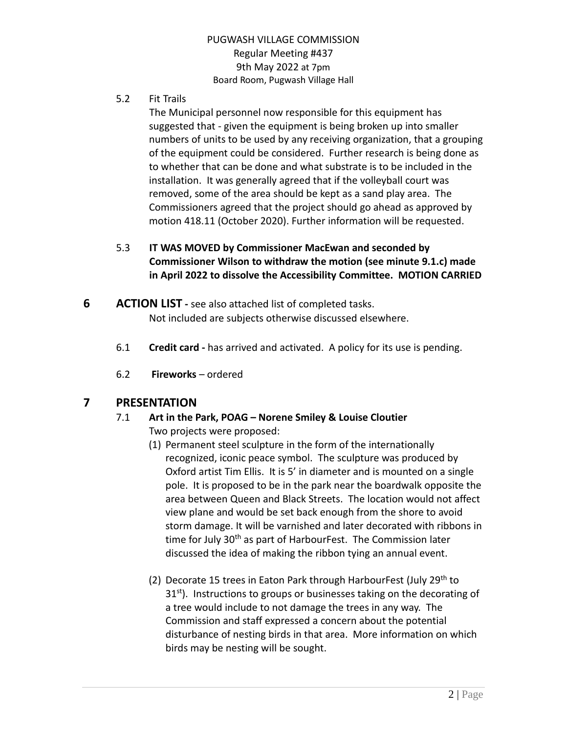PUGWASH VILLAGE COMMISSION
Regular Meeting #437
9th May 2022 at 7pm
Board Room, Pugwash Village Hall

5.2 Fit Trails

The Municipal personnel now responsible for this equipment has suggested that - given the equipment is being broken up into smaller numbers of units to be used by any receiving organization, that a grouping of the equipment could be considered. Further research is being done as to whether that can be done and what substrate is to be included in the installation. It was generally agreed that if the volleyball court was removed, some of the area should be kept as a sand play area. The Commissioners agreed that the project should go ahead as approved by motion 418.11 (October 2020). Further information will be requested.

5.3 **IT WAS MOVED by Commissioner MacEwan and seconded by Commissioner Wilson to withdraw the motion (see minute 9.1.c) made in April 2022 to dissolve the Accessibility Committee. MOTION CARRIED**

## 6 ACTION LIST - see also attached list of completed tasks.

Not included are subjects otherwise discussed elsewhere.

6.1 **Credit card -** has arrived and activated. A policy for its use is pending.

6.2 **Fireworks** – ordered

## 7 PRESENTATION

7.1 **Art in the Park, POAG – Norene Smiley & Louise Cloutier**

Two projects were proposed:

(1) Permanent steel sculpture in the form of the internationally recognized, iconic peace symbol. The sculpture was produced by Oxford artist Tim Ellis. It is 5' in diameter and is mounted on a single pole. It is proposed to be in the park near the boardwalk opposite the area between Queen and Black Streets. The location would not affect view plane and would be set back enough from the shore to avoid storm damage. It will be varnished and later decorated with ribbons in time for July 30th as part of HarbourFest. The Commission later discussed the idea of making the ribbon tying an annual event.

(2) Decorate 15 trees in Eaton Park through HarbourFest (July 29th to 31st). Instructions to groups or businesses taking on the decorating of a tree would include to not damage the trees in any way. The Commission and staff expressed a concern about the potential disturbance of nesting birds in that area. More information on which birds may be nesting will be sought.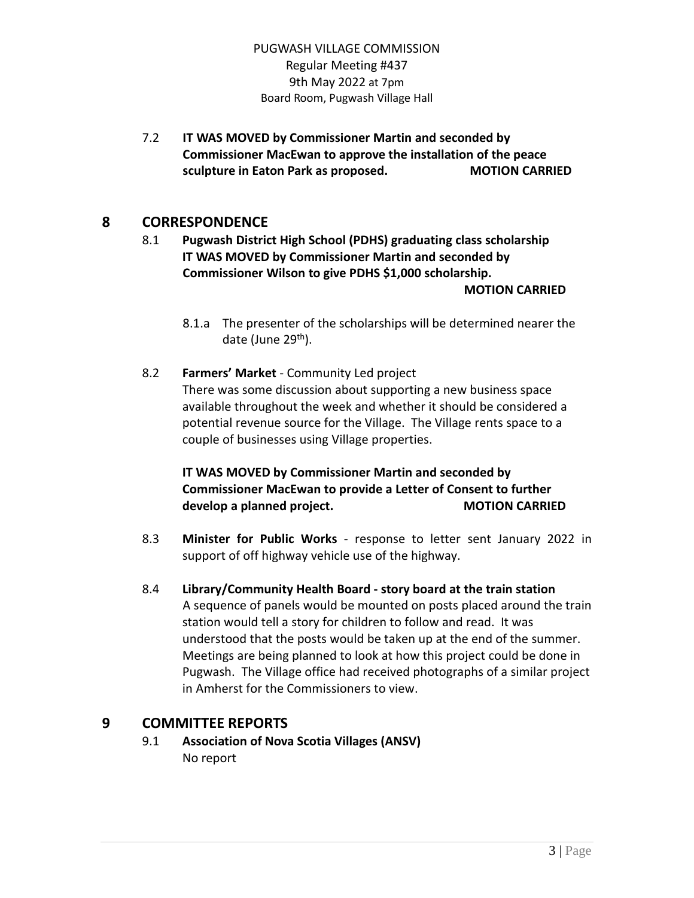7.2 **IT WAS MOVED by Commissioner Martin and seconded by Commissioner MacEwan to approve the installation of the peace sculpture in Eaton Park as proposed. MOTION CARRIED**

## 8 CORRESPONDENCE

8.1 **Pugwash District High School (PDHS) graduating class scholarship**
**IT WAS MOVED by Commissioner Martin and seconded by Commissioner Wilson to give PDHS $1,000 scholarship.**
**MOTION CARRIED**

8.1.a The presenter of the scholarships will be determined nearer the date (June 29th).

8.2 **Farmers' Market** - Community Led project
There was some discussion about supporting a new business space available throughout the week and whether it should be considered a potential revenue source for the Village. The Village rents space to a couple of businesses using Village properties.

**IT WAS MOVED by Commissioner Martin and seconded by Commissioner MacEwan to provide a Letter of Consent to further develop a planned project. MOTION CARRIED**

8.3 **Minister for Public Works** - response to letter sent January 2022 in support of off highway vehicle use of the highway.

8.4 **Library/Community Health Board - story board at the train station**
A sequence of panels would be mounted on posts placed around the train station would tell a story for children to follow and read. It was understood that the posts would be taken up at the end of the summer. Meetings are being planned to look at how this project could be done in Pugwash. The Village office had received photographs of a similar project in Amherst for the Commissioners to view.

## 9 COMMITTEE REPORTS

9.1 **Association of Nova Scotia Villages (ANSV)**
No report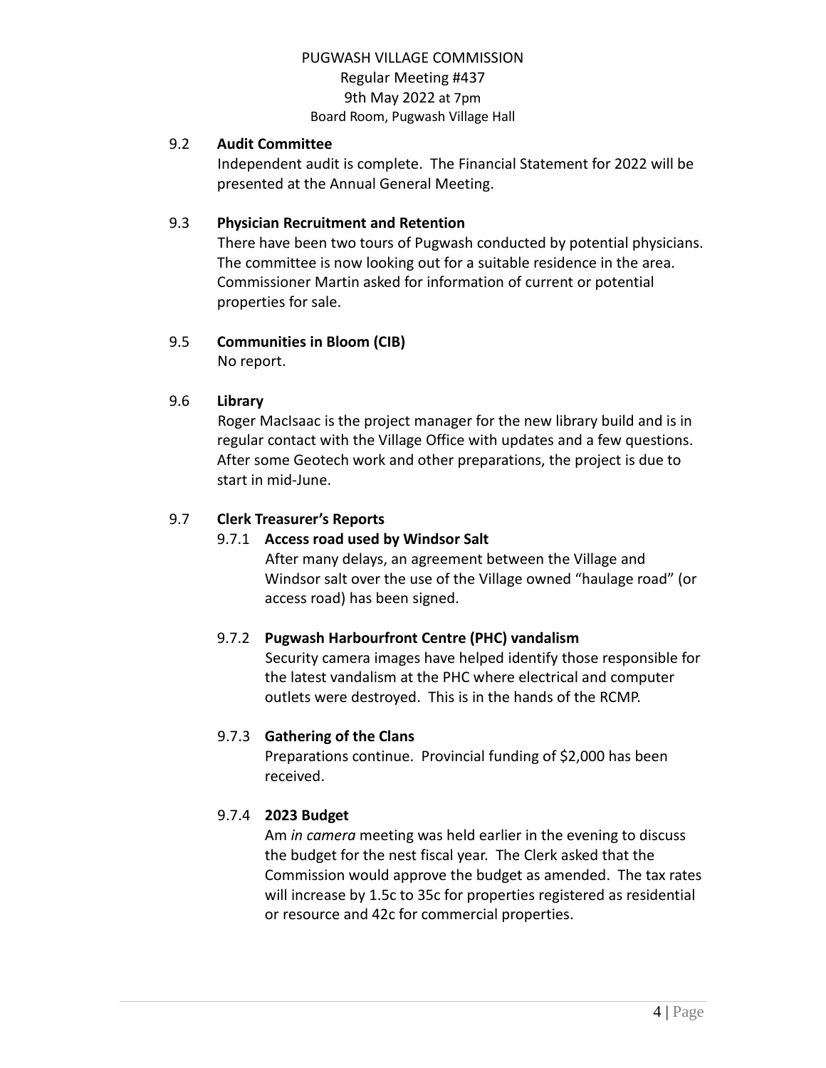PUGWASH VILLAGE COMMISSION
Regular Meeting #437
9th May 2022 at 7pm
Board Room, Pugwash Village Hall

### 9.2 Audit Committee

Independent audit is complete. The Financial Statement for 2022 will be presented at the Annual General Meeting.

### 9.3 Physician Recruitment and Retention

There have been two tours of Pugwash conducted by potential physicians. The committee is now looking out for a suitable residence in the area. Commissioner Martin asked for information of current or potential properties for sale.

### 9.5 Communities in Bloom (CIB)

No report.

### 9.6 Library

Roger MacIsaac is the project manager for the new library build and is in regular contact with the Village Office with updates and a few questions. After some Geotech work and other preparations, the project is due to start in mid-June.

### 9.7 Clerk Treasurer's Reports

#### 9.7.1 Access road used by Windsor Salt

After many delays, an agreement between the Village and Windsor salt over the use of the Village owned "haulage road" (or access road) has been signed.

#### 9.7.2 Pugwash Harbourfront Centre (PHC) vandalism

Security camera images have helped identify those responsible for the latest vandalism at the PHC where electrical and computer outlets were destroyed. This is in the hands of the RCMP.

#### 9.7.3 Gathering of the Clans

Preparations continue. Provincial funding of $2,000 has been received.

#### 9.7.4 2023 Budget

Am *in camera* meeting was held earlier in the evening to discuss the budget for the nest fiscal year. The Clerk asked that the Commission would approve the budget as amended. The tax rates will increase by 1.5c to 35c for properties registered as residential or resource and 42c for commercial properties.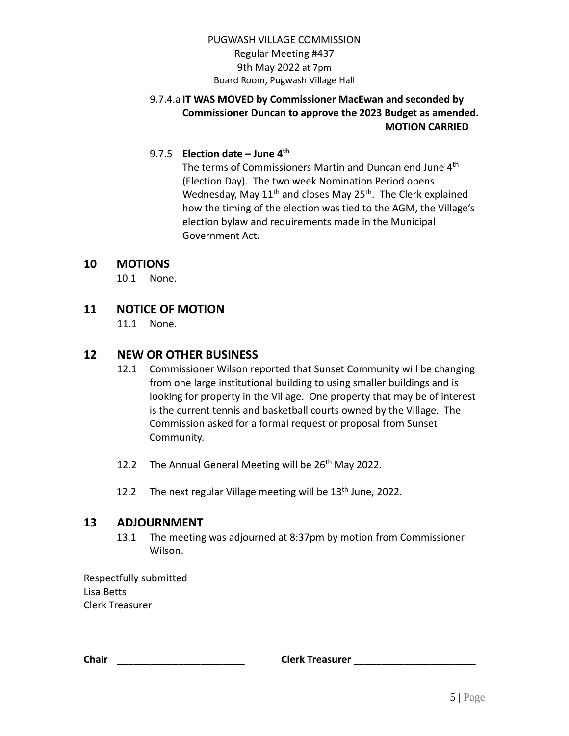PUGWASH VILLAGE COMMISSION
Regular Meeting #437
9th May 2022 at 7pm
Board Room, Pugwash Village Hall

9.7.4.a **IT WAS MOVED by Commissioner MacEwan and seconded by Commissioner Duncan to approve the 2023 Budget as amended.**
**MOTION CARRIED**

9.7.5 **Election date – June 4th**
The terms of Commissioners Martin and Duncan end June 4th (Election Day). The two week Nomination Period opens Wednesday, May 11th and closes May 25th. The Clerk explained how the timing of the election was tied to the AGM, the Village's election bylaw and requirements made in the Municipal Government Act.

## 10 MOTIONS

10.1 None.

## 11 NOTICE OF MOTION

11.1 None.

## 12 NEW OR OTHER BUSINESS

12.1 Commissioner Wilson reported that Sunset Community will be changing from one large institutional building to using smaller buildings and is looking for property in the Village. One property that may be of interest is the current tennis and basketball courts owned by the Village. The Commission asked for a formal request or proposal from Sunset Community.

12.2 The Annual General Meeting will be 26th May 2022.

12.2 The next regular Village meeting will be 13th June, 2022.

## 13 ADJOURNMENT

13.1 The meeting was adjourned at 8:37pm by motion from Commissioner Wilson.

Respectfully submitted
Lisa Betts
Clerk Treasurer

**Chair** _______________________ **Clerk Treasurer** _______________________